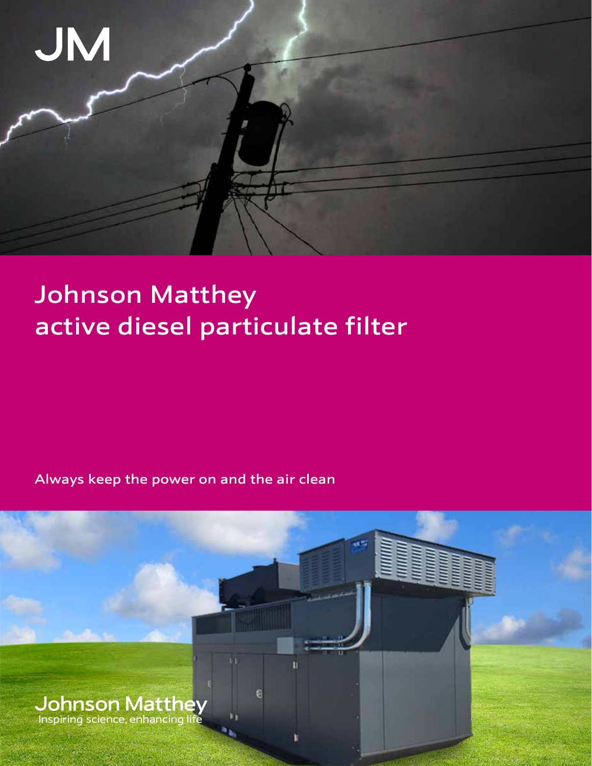JM

# Johnson Matthey active diesel particulate filter

Always keep the power on and the air clean

Johnson Matthey
Inspiring science, enhancing life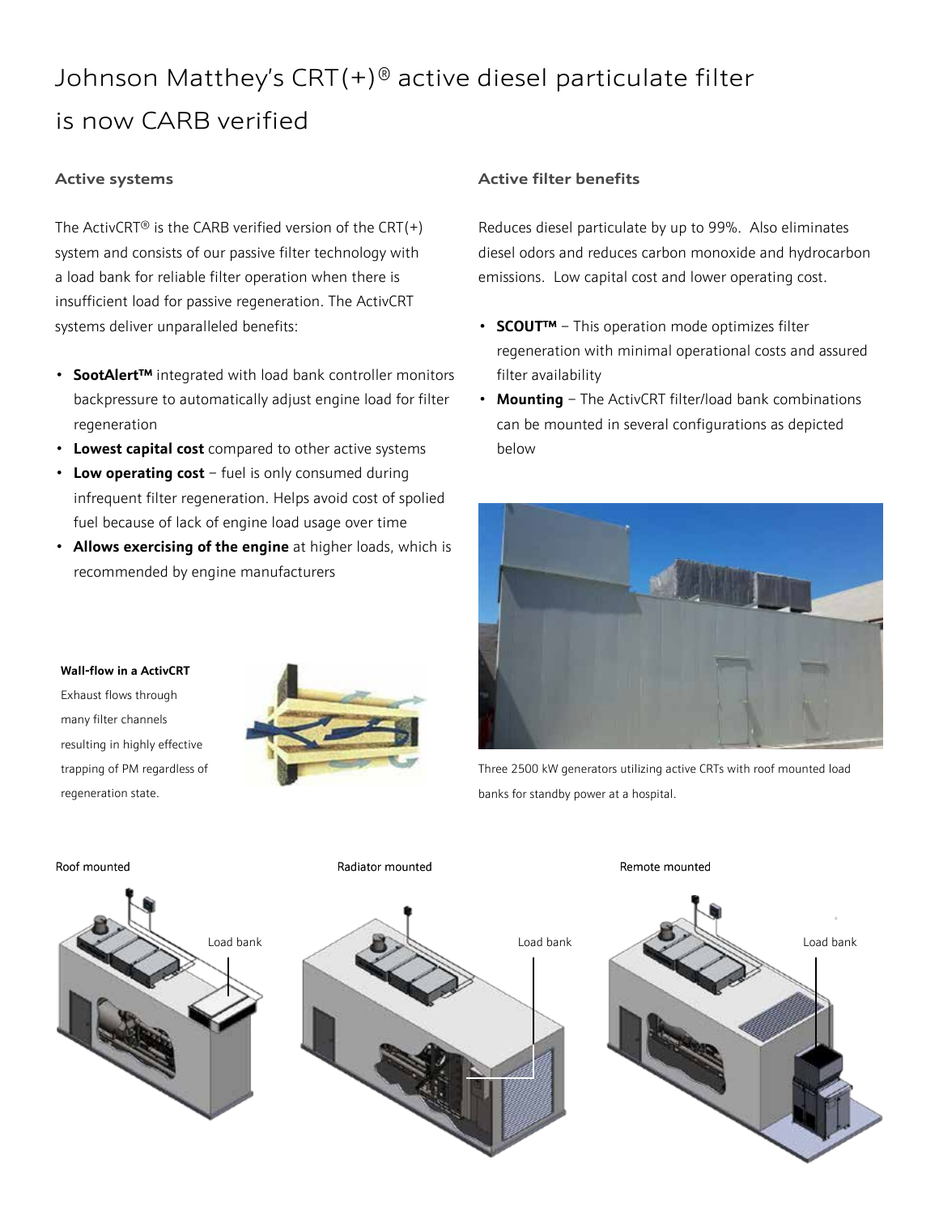# Johnson Matthey's CRT(+)® active diesel particulate filter is now CARB verified

## Active systems

The ActivCRT® is the CARB verified version of the CRT(+) system and consists of our passive filter technology with a load bank for reliable filter operation when there is insufficient load for passive regeneration. The ActivCRT systems deliver unparalleled benefits:

- **SootAlert™** integrated with load bank controller monitors backpressure to automatically adjust engine load for filter regeneration
- **Lowest capital cost** compared to other active systems
- **Low operating cost** – fuel is only consumed during infrequent filter regeneration. Helps avoid cost of spolied fuel because of lack of engine load usage over time
- **Allows exercising of the engine** at higher loads, which is recommended by engine manufacturers

**Wall-flow in a ActivCRT**

Exhaust flows through many filter channels resulting in highly effective trapping of PM regardless of regeneration state.

## Active filter benefits

Reduces diesel particulate by up to 99%. Also eliminates diesel odors and reduces carbon monoxide and hydrocarbon emissions. Low capital cost and lower operating cost.

- **SCOUT™** – This operation mode optimizes filter regeneration with minimal operational costs and assured filter availability
- **Mounting** – The ActivCRT filter/load bank combinations can be mounted in several configurations as depicted below

Three 2500 kW generators utilizing active CRTs with roof mounted load banks for standby power at a hospital.

Roof mounted

Load bank

Radiator mounted

Load bank

Remote mounted

Load bank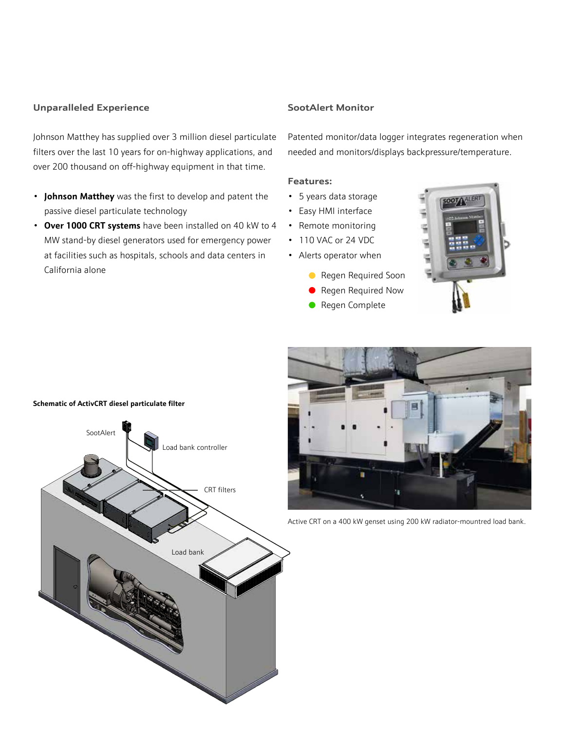## Unparalleled Experience

Johnson Matthey has supplied over 3 million diesel particulate filters over the last 10 years for on-highway applications, and over 200 thousand on off-highway equipment in that time.

- **Johnson Matthey** was the first to develop and patent the passive diesel particulate technology
- **Over 1000 CRT systems** have been installed on 40 kW to 4 MW stand-by diesel generators used for emergency power at facilities such as hospitals, schools and data centers in California alone

## SootAlert Monitor

Patented monitor/data logger integrates regeneration when needed and monitors/displays backpressure/temperature.

### Features:

- 5 years data storage
- Easy HMI interface
- Remote monitoring
- 110 VAC or 24 VDC
- Alerts operator when
  - Regen Required Soon
  - Regen Required Now
  - Regen Complete

**Schematic of ActivCRT diesel particulate filter**

SootAlert

Load bank controller

CRT filters

Load bank

Active CRT on a 400 kW genset using 200 kW radiator-mountred load bank.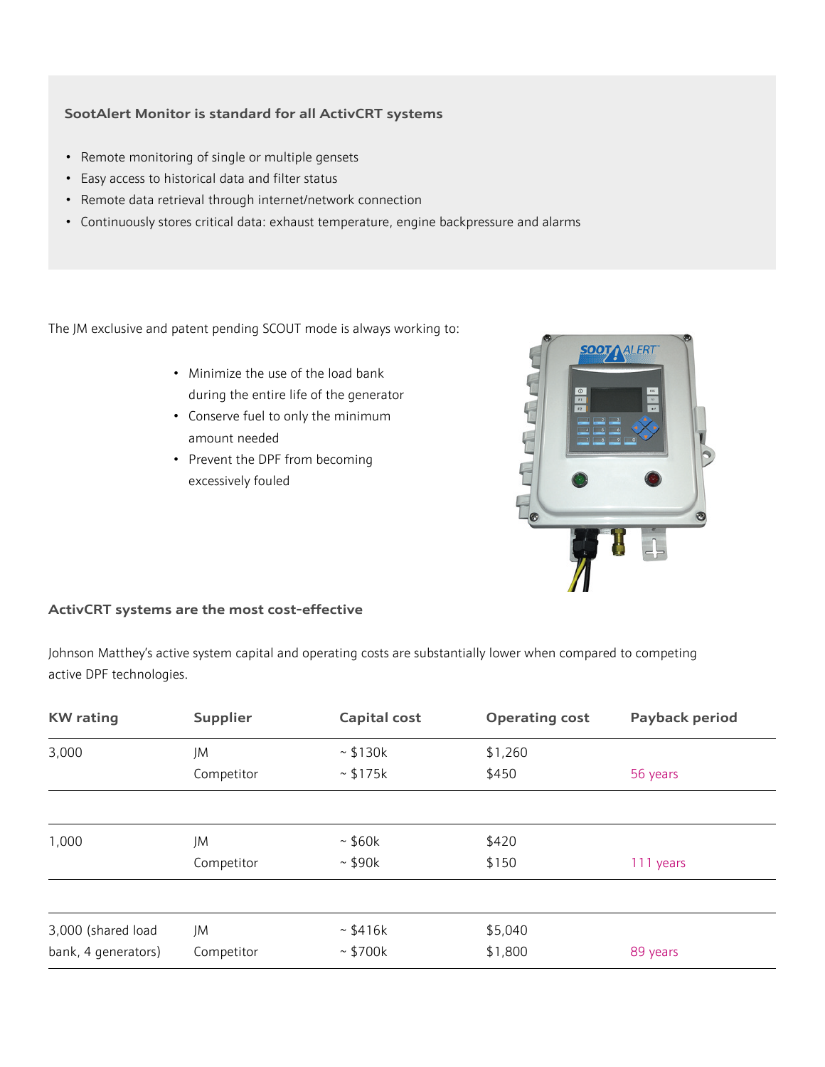### SootAlert Monitor is standard for all ActivCRT systems

- Remote monitoring of single or multiple gensets
- Easy access to historical data and filter status
- Remote data retrieval through internet/network connection
- Continuously stores critical data: exhaust temperature, engine backpressure and alarms

The JM exclusive and patent pending SCOUT mode is always working to:

- Minimize the use of the load bank during the entire life of the generator
- Conserve fuel to only the minimum amount needed
- Prevent the DPF from becoming excessively fouled

### ActivCRT systems are the most cost-effective

Johnson Matthey's active system capital and operating costs are substantially lower when compared to competing active DPF technologies.

| KW rating | Supplier | Capital cost | Operating cost | Payback period |
|---|---|---|---|---|
| 3,000 | JM | ~ $130k | $1,260 | |
| | Competitor | ~ $175k | $450 | 56 years |
| 1,000 | JM | ~ $60k | $420 | |
| | Competitor | ~ $90k | $150 | 111 years |
| 3,000 (shared load bank, 4 generators) | JM | ~ $416k | $5,040 | |
| | Competitor | ~ $700k | $1,800 | 89 years |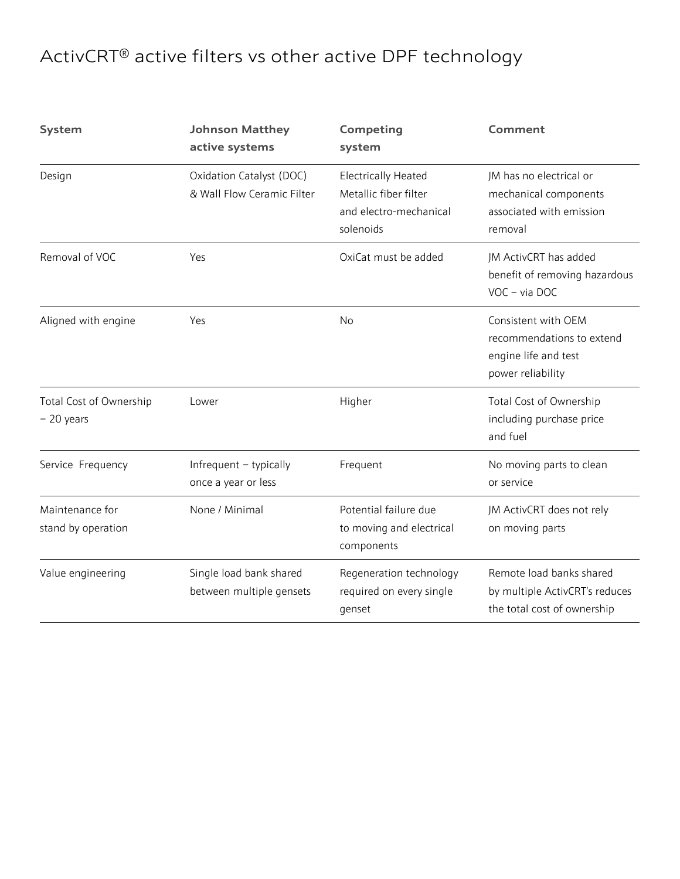# ActivCRT® active filters vs other active DPF technology

| System | Johnson Matthey active systems | Competing system | Comment |
|---|---|---|---|
| Design | Oxidation Catalyst (DOC) & Wall Flow Ceramic Filter | Electrically Heated Metallic fiber filter and electro-mechanical solenoids | JM has no electrical or mechanical components associated with emission removal |
| Removal of VOC | Yes | OxiCat must be added | JM ActivCRT has added benefit of removing hazardous VOC – via DOC |
| Aligned with engine | Yes | No | Consistent with OEM recommendations to extend engine life and test power reliability |
| Total Cost of Ownership – 20 years | Lower | Higher | Total Cost of Ownership including purchase price and fuel |
| Service Frequency | Infrequent – typically once a year or less | Frequent | No moving parts to clean or service |
| Maintenance for stand by operation | None / Minimal | Potential failure due to moving and electrical components | JM ActivCRT does not rely on moving parts |
| Value engineering | Single load bank shared between multiple gensets | Regeneration technology required on every single genset | Remote load banks shared by multiple ActivCRT's reduces the total cost of ownership |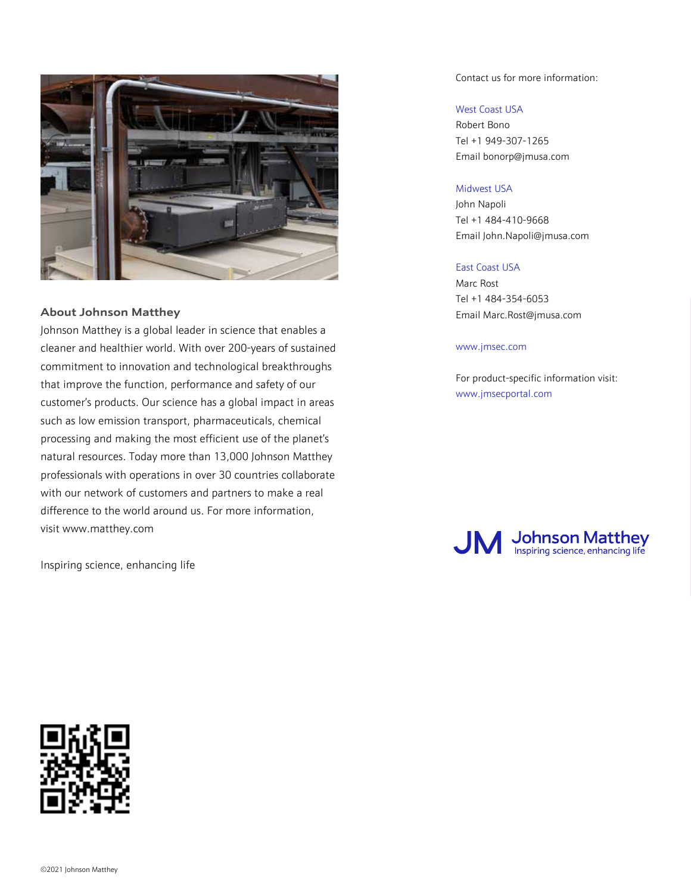## About Johnson Matthey

Johnson Matthey is a global leader in science that enables a cleaner and healthier world. With over 200-years of sustained commitment to innovation and technological breakthroughs that improve the function, performance and safety of our customer's products. Our science has a global impact in areas such as low emission transport, pharmaceuticals, chemical processing and making the most efficient use of the planet's natural resources. Today more than 13,000 Johnson Matthey professionals with operations in over 30 countries collaborate with our network of customers and partners to make a real difference to the world around us. For more information, visit www.matthey.com

Inspiring science, enhancing life

Contact us for more information:

**West Coast USA**
Robert Bono
Tel +1 949-307-1265
Email bonorp@jmusa.com

**Midwest USA**
John Napoli
Tel +1 484-410-9668
Email John.Napoli@jmusa.com

**East Coast USA**
Marc Rost
Tel +1 484-354-6053
Email Marc.Rost@jmusa.com

www.jmsec.com

For product-specific information visit:
www.jmsecportal.com

JM Johnson Matthey
Inspiring science, enhancing life

©2021 Johnson Matthey